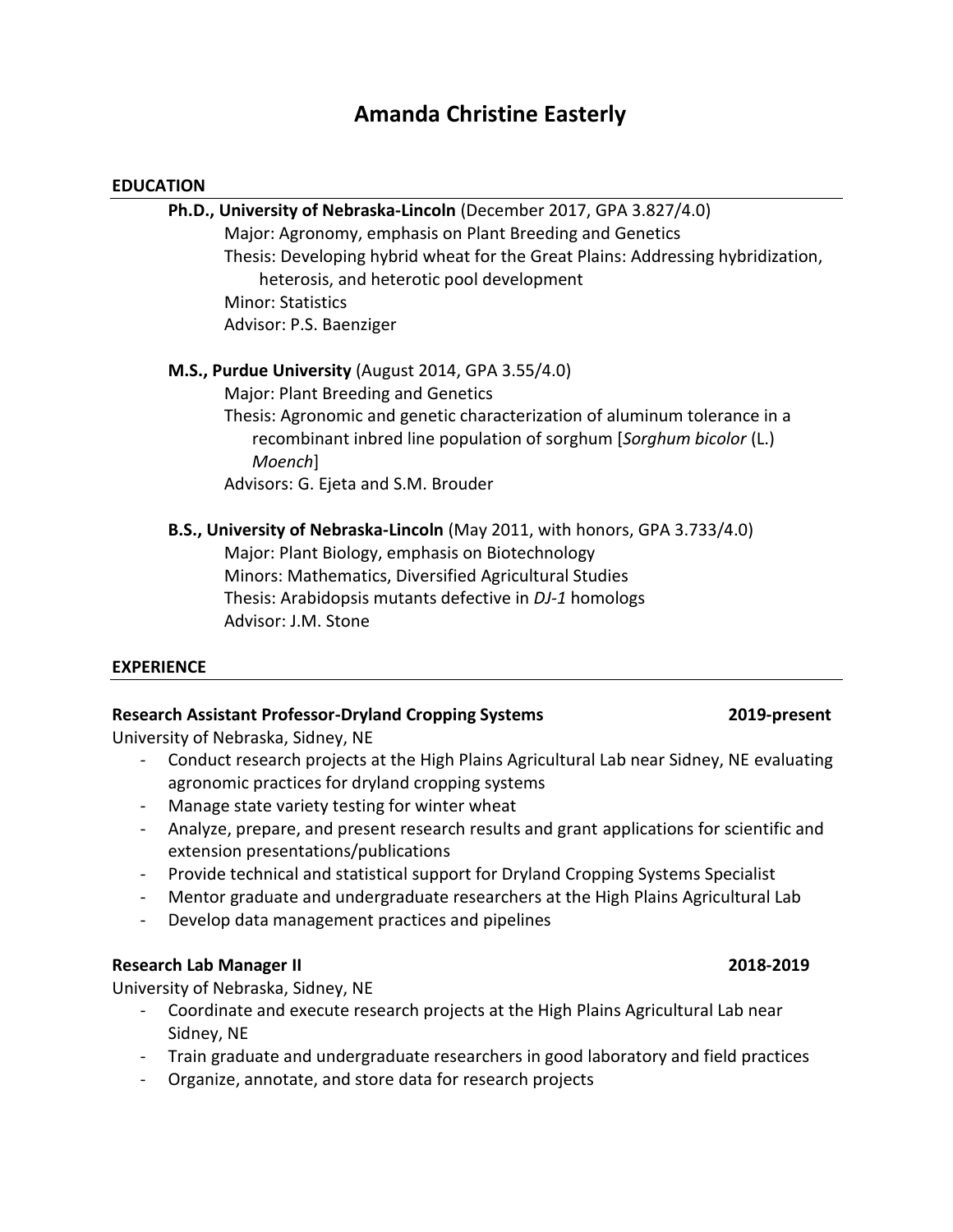# Amanda Christine Easterly

## EDUCATION

**Ph.D., University of Nebraska-Lincoln** (December 2017, GPA 3.827/4.0)
Major: Agronomy, emphasis on Plant Breeding and Genetics
Thesis: Developing hybrid wheat for the Great Plains: Addressing hybridization, heterosis, and heterotic pool development
Minor: Statistics
Advisor: P.S. Baenziger

**M.S., Purdue University** (August 2014, GPA 3.55/4.0)
Major: Plant Breeding and Genetics
Thesis: Agronomic and genetic characterization of aluminum tolerance in a recombinant inbred line population of sorghum [*Sorghum bicolor* (L.) *Moench*]
Advisors: G. Ejeta and S.M. Brouder

**B.S., University of Nebraska-Lincoln** (May 2011, with honors, GPA 3.733/4.0)
Major: Plant Biology, emphasis on Biotechnology
Minors: Mathematics, Diversified Agricultural Studies
Thesis: Arabidopsis mutants defective in *DJ-1* homologs
Advisor: J.M. Stone

## EXPERIENCE

**Research Assistant Professor-Dryland Cropping Systems** **2019-present**
University of Nebraska, Sidney, NE

- Conduct research projects at the High Plains Agricultural Lab near Sidney, NE evaluating agronomic practices for dryland cropping systems
- Manage state variety testing for winter wheat
- Analyze, prepare, and present research results and grant applications for scientific and extension presentations/publications
- Provide technical and statistical support for Dryland Cropping Systems Specialist
- Mentor graduate and undergraduate researchers at the High Plains Agricultural Lab
- Develop data management practices and pipelines

**Research Lab Manager II** **2018-2019**
University of Nebraska, Sidney, NE

- Coordinate and execute research projects at the High Plains Agricultural Lab near Sidney, NE
- Train graduate and undergraduate researchers in good laboratory and field practices
- Organize, annotate, and store data for research projects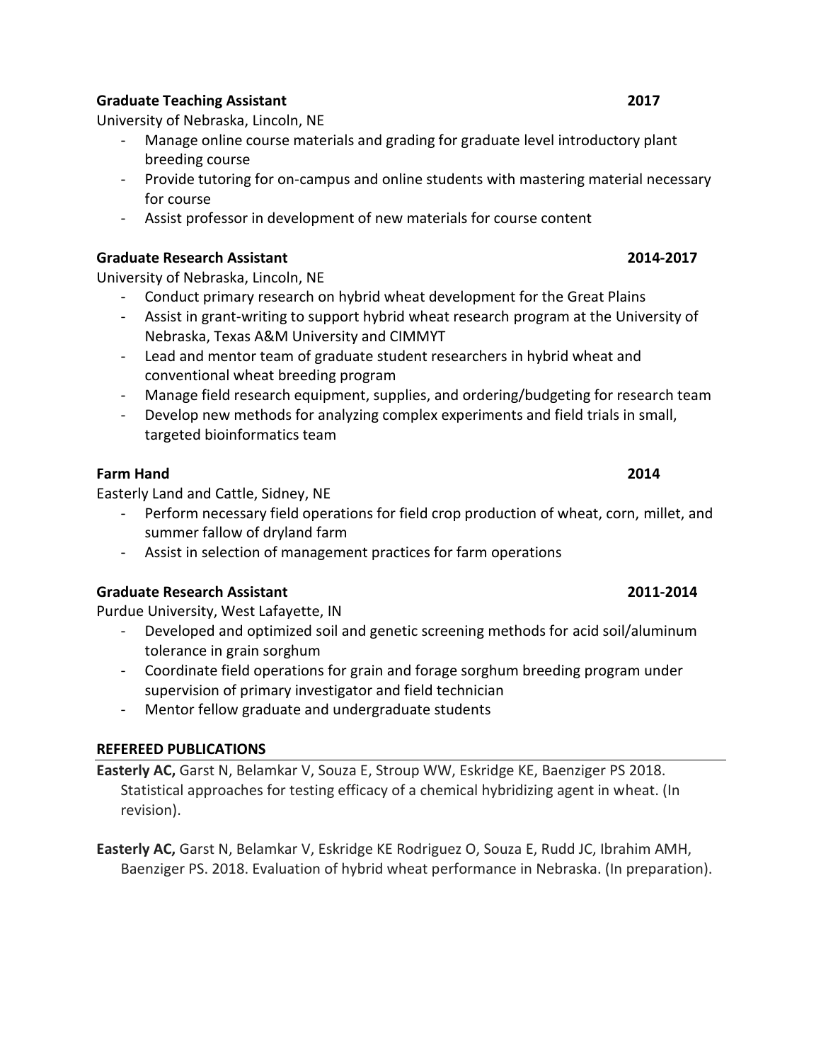**Graduate Teaching Assistant** **2017**

University of Nebraska, Lincoln, NE

- Manage online course materials and grading for graduate level introductory plant breeding course
- Provide tutoring for on-campus and online students with mastering material necessary for course
- Assist professor in development of new materials for course content

**Graduate Research Assistant** **2014-2017**

University of Nebraska, Lincoln, NE

- Conduct primary research on hybrid wheat development for the Great Plains
- Assist in grant-writing to support hybrid wheat research program at the University of Nebraska, Texas A&M University and CIMMYT
- Lead and mentor team of graduate student researchers in hybrid wheat and conventional wheat breeding program
- Manage field research equipment, supplies, and ordering/budgeting for research team
- Develop new methods for analyzing complex experiments and field trials in small, targeted bioinformatics team

**Farm Hand** **2014**

Easterly Land and Cattle, Sidney, NE

- Perform necessary field operations for field crop production of wheat, corn, millet, and summer fallow of dryland farm
- Assist in selection of management practices for farm operations

**Graduate Research Assistant** **2011-2014**

Purdue University, West Lafayette, IN

- Developed and optimized soil and genetic screening methods for acid soil/aluminum tolerance in grain sorghum
- Coordinate field operations for grain and forage sorghum breeding program under supervision of primary investigator and field technician
- Mentor fellow graduate and undergraduate students

## REFEREED PUBLICATIONS

**Easterly AC,** Garst N, Belamkar V, Souza E, Stroup WW, Eskridge KE, Baenziger PS 2018. Statistical approaches for testing efficacy of a chemical hybridizing agent in wheat. (In revision).

**Easterly AC,** Garst N, Belamkar V, Eskridge KE Rodriguez O, Souza E, Rudd JC, Ibrahim AMH, Baenziger PS. 2018. Evaluation of hybrid wheat performance in Nebraska. (In preparation).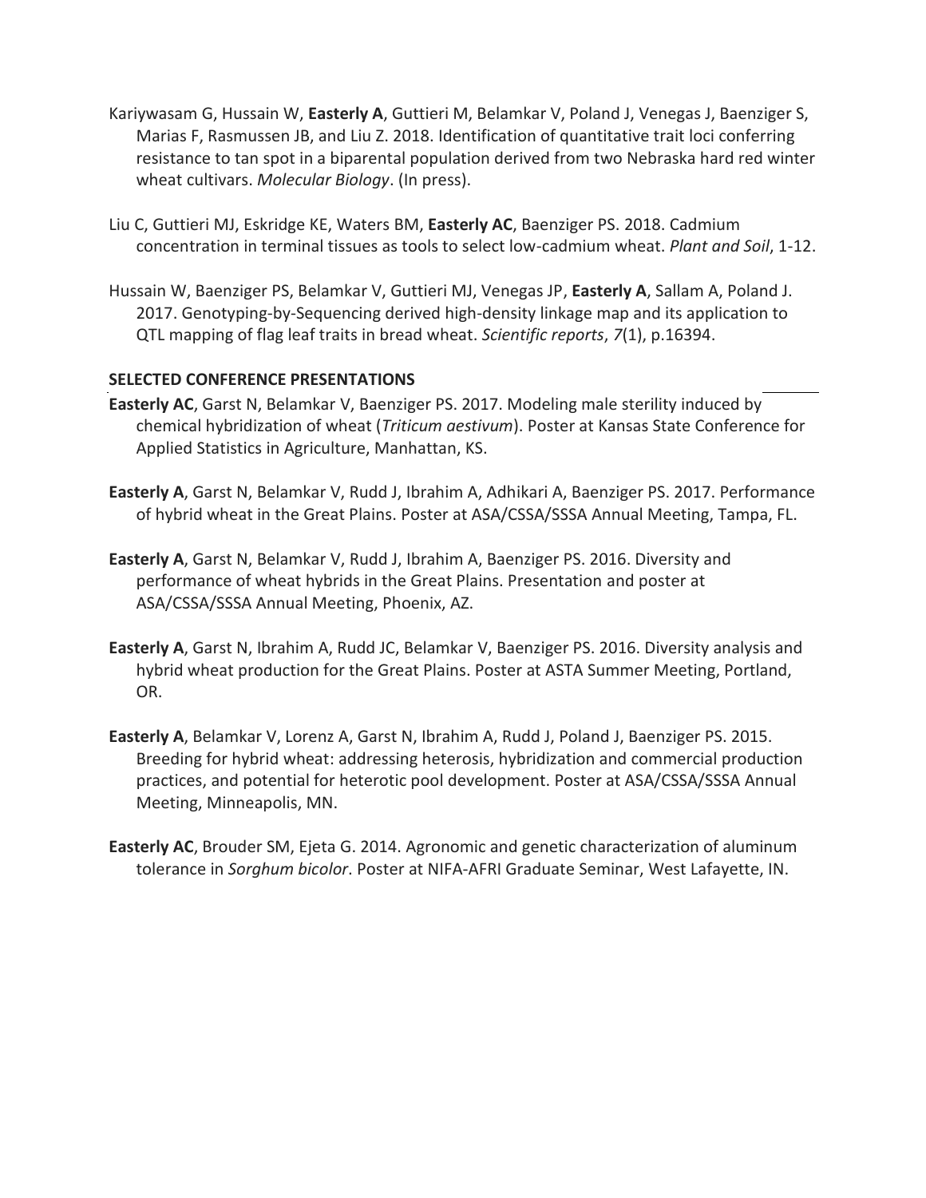Kariywasam G, Hussain W, **Easterly A**, Guttieri M, Belamkar V, Poland J, Venegas J, Baenziger S, Marias F, Rasmussen JB, and Liu Z. 2018. Identification of quantitative trait loci conferring resistance to tan spot in a biparental population derived from two Nebraska hard red winter wheat cultivars. *Molecular Biology*. (In press).

Liu C, Guttieri MJ, Eskridge KE, Waters BM, **Easterly AC**, Baenziger PS. 2018. Cadmium concentration in terminal tissues as tools to select low-cadmium wheat. *Plant and Soil*, 1-12.

Hussain W, Baenziger PS, Belamkar V, Guttieri MJ, Venegas JP, **Easterly A**, Sallam A, Poland J. 2017. Genotyping-by-Sequencing derived high-density linkage map and its application to QTL mapping of flag leaf traits in bread wheat. *Scientific reports*, *7*(1), p.16394.

**SELECTED CONFERENCE PRESENTATIONS**

**Easterly AC**, Garst N, Belamkar V, Baenziger PS. 2017. Modeling male sterility induced by chemical hybridization of wheat (*Triticum aestivum*). Poster at Kansas State Conference for Applied Statistics in Agriculture, Manhattan, KS.

**Easterly A**, Garst N, Belamkar V, Rudd J, Ibrahim A, Adhikari A, Baenziger PS. 2017. Performance of hybrid wheat in the Great Plains. Poster at ASA/CSSA/SSSA Annual Meeting, Tampa, FL.

**Easterly A**, Garst N, Belamkar V, Rudd J, Ibrahim A, Baenziger PS. 2016. Diversity and performance of wheat hybrids in the Great Plains. Presentation and poster at ASA/CSSA/SSSA Annual Meeting, Phoenix, AZ.

**Easterly A**, Garst N, Ibrahim A, Rudd JC, Belamkar V, Baenziger PS. 2016. Diversity analysis and hybrid wheat production for the Great Plains. Poster at ASTA Summer Meeting, Portland, OR.

**Easterly A**, Belamkar V, Lorenz A, Garst N, Ibrahim A, Rudd J, Poland J, Baenziger PS. 2015. Breeding for hybrid wheat: addressing heterosis, hybridization and commercial production practices, and potential for heterotic pool development. Poster at ASA/CSSA/SSSA Annual Meeting, Minneapolis, MN.

**Easterly AC**, Brouder SM, Ejeta G. 2014. Agronomic and genetic characterization of aluminum tolerance in *Sorghum bicolor*. Poster at NIFA-AFRI Graduate Seminar, West Lafayette, IN.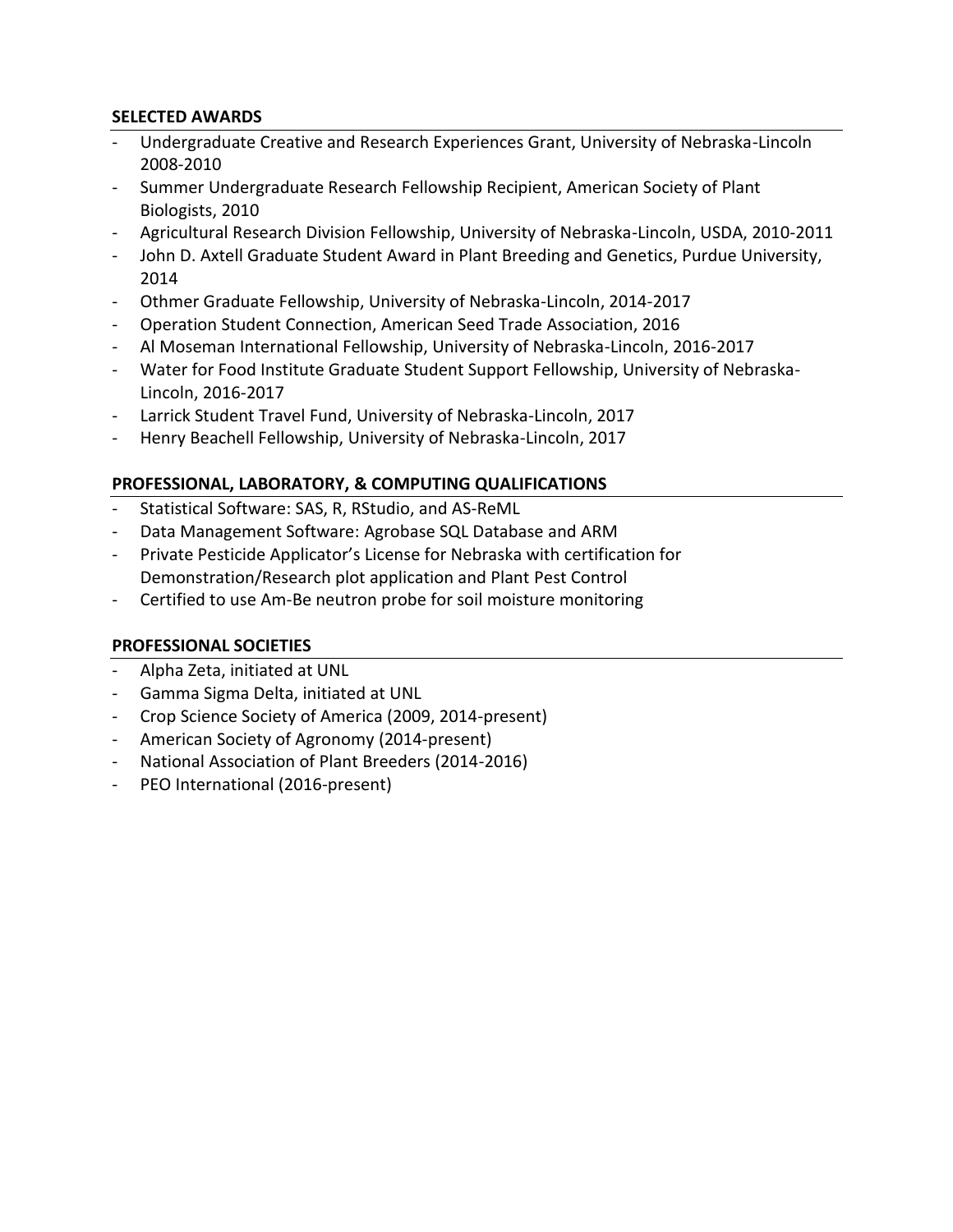### SELECTED AWARDS

- Undergraduate Creative and Research Experiences Grant, University of Nebraska-Lincoln 2008-2010
- Summer Undergraduate Research Fellowship Recipient, American Society of Plant Biologists, 2010
- Agricultural Research Division Fellowship, University of Nebraska-Lincoln, USDA, 2010-2011
- John D. Axtell Graduate Student Award in Plant Breeding and Genetics, Purdue University, 2014
- Othmer Graduate Fellowship, University of Nebraska-Lincoln, 2014-2017
- Operation Student Connection, American Seed Trade Association, 2016
- Al Moseman International Fellowship, University of Nebraska-Lincoln, 2016-2017
- Water for Food Institute Graduate Student Support Fellowship, University of Nebraska-Lincoln, 2016-2017
- Larrick Student Travel Fund, University of Nebraska-Lincoln, 2017
- Henry Beachell Fellowship, University of Nebraska-Lincoln, 2017

### PROFESSIONAL, LABORATORY, & COMPUTING QUALIFICATIONS

- Statistical Software: SAS, R, RStudio, and AS-ReML
- Data Management Software: Agrobase SQL Database and ARM
- Private Pesticide Applicator's License for Nebraska with certification for Demonstration/Research plot application and Plant Pest Control
- Certified to use Am-Be neutron probe for soil moisture monitoring

### PROFESSIONAL SOCIETIES

- Alpha Zeta, initiated at UNL
- Gamma Sigma Delta, initiated at UNL
- Crop Science Society of America (2009, 2014-present)
- American Society of Agronomy (2014-present)
- National Association of Plant Breeders (2014-2016)
- PEO International (2016-present)